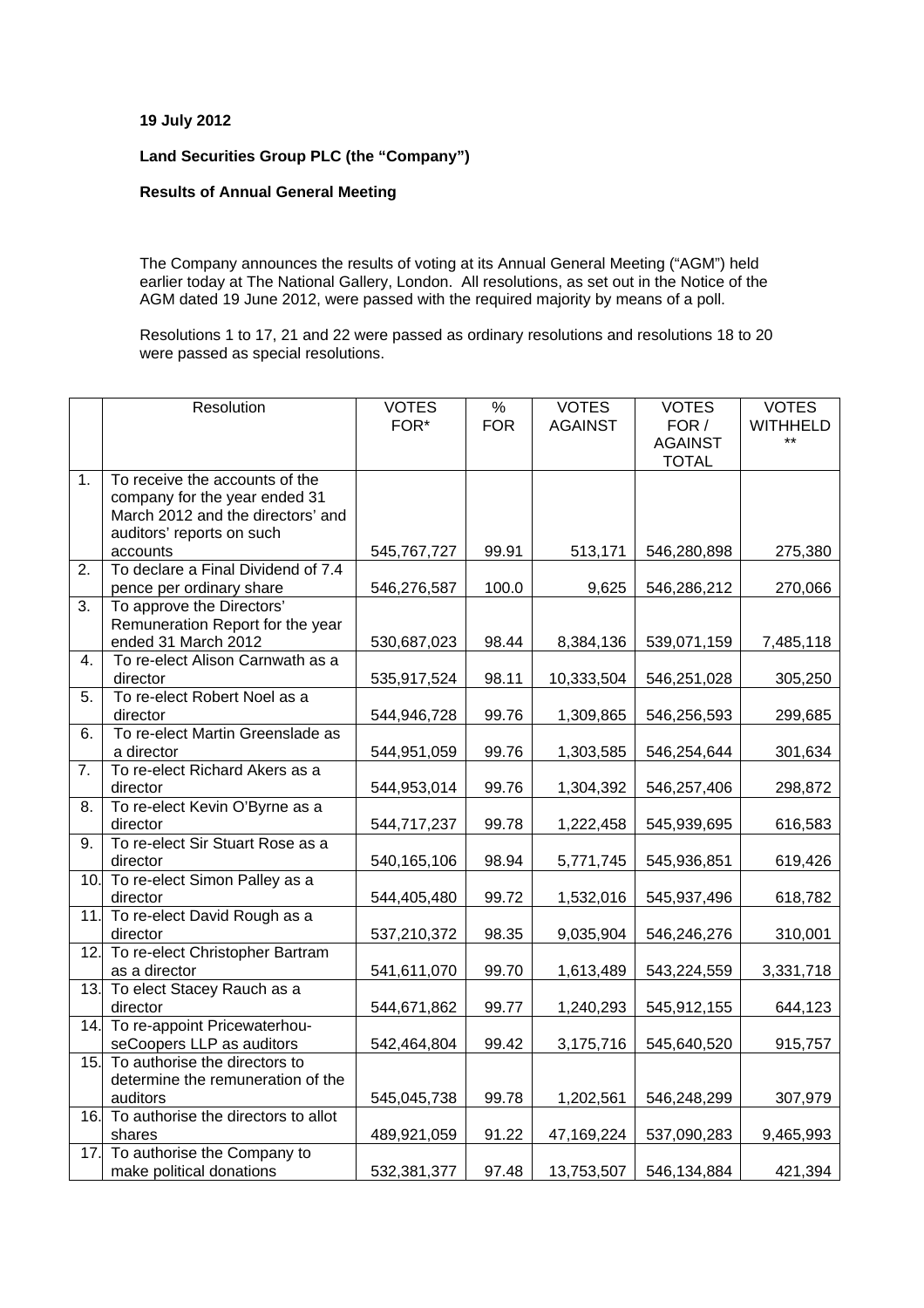**19 July 2012**

**Land Securities Group PLC (the "Company")**

**Results of Annual General Meeting**

The Company announces the results of voting at its Annual General Meeting ("AGM") held earlier today at The National Gallery, London. All resolutions, as set out in the Notice of the AGM dated 19 June 2012, were passed with the required majority by means of a poll.

Resolutions 1 to 17, 21 and 22 were passed as ordinary resolutions and resolutions 18 to 20 were passed as special resolutions.

| | Resolution | VOTES FOR* | % FOR | VOTES AGAINST | VOTES FOR / AGAINST TOTAL | VOTES WITHHELD ** |
|---|---|---|---|---|---|---|
| 1. | To receive the accounts of the company for the year ended 31 March 2012 and the directors' and auditors' reports on such accounts | 545,767,727 | 99.91 | 513,171 | 546,280,898 | 275,380 |
| 2. | To declare a Final Dividend of 7.4 pence per ordinary share | 546,276,587 | 100.0 | 9,625 | 546,286,212 | 270,066 |
| 3. | To approve the Directors' Remuneration Report for the year ended 31 March 2012 | 530,687,023 | 98.44 | 8,384,136 | 539,071,159 | 7,485,118 |
| 4. | To re-elect Alison Carnwath as a director | 535,917,524 | 98.11 | 10,333,504 | 546,251,028 | 305,250 |
| 5. | To re-elect Robert Noel as a director | 544,946,728 | 99.76 | 1,309,865 | 546,256,593 | 299,685 |
| 6. | To re-elect Martin Greenslade as a director | 544,951,059 | 99.76 | 1,303,585 | 546,254,644 | 301,634 |
| 7. | To re-elect Richard Akers as a director | 544,953,014 | 99.76 | 1,304,392 | 546,257,406 | 298,872 |
| 8. | To re-elect Kevin O'Byrne as a director | 544,717,237 | 99.78 | 1,222,458 | 545,939,695 | 616,583 |
| 9. | To re-elect Sir Stuart Rose as a director | 540,165,106 | 98.94 | 5,771,745 | 545,936,851 | 619,426 |
| 10. | To re-elect Simon Palley as a director | 544,405,480 | 99.72 | 1,532,016 | 545,937,496 | 618,782 |
| 11. | To re-elect David Rough as a director | 537,210,372 | 98.35 | 9,035,904 | 546,246,276 | 310,001 |
| 12. | To re-elect Christopher Bartram as a director | 541,611,070 | 99.70 | 1,613,489 | 543,224,559 | 3,331,718 |
| 13. | To elect Stacey Rauch as a director | 544,671,862 | 99.77 | 1,240,293 | 545,912,155 | 644,123 |
| 14. | To re-appoint PricewaterhouseCoopers LLP as auditors | 542,464,804 | 99.42 | 3,175,716 | 545,640,520 | 915,757 |
| 15. | To authorise the directors to determine the remuneration of the auditors | 545,045,738 | 99.78 | 1,202,561 | 546,248,299 | 307,979 |
| 16. | To authorise the directors to allot shares | 489,921,059 | 91.22 | 47,169,224 | 537,090,283 | 9,465,993 |
| 17. | To authorise the Company to make political donations | 532,381,377 | 97.48 | 13,753,507 | 546,134,884 | 421,394 |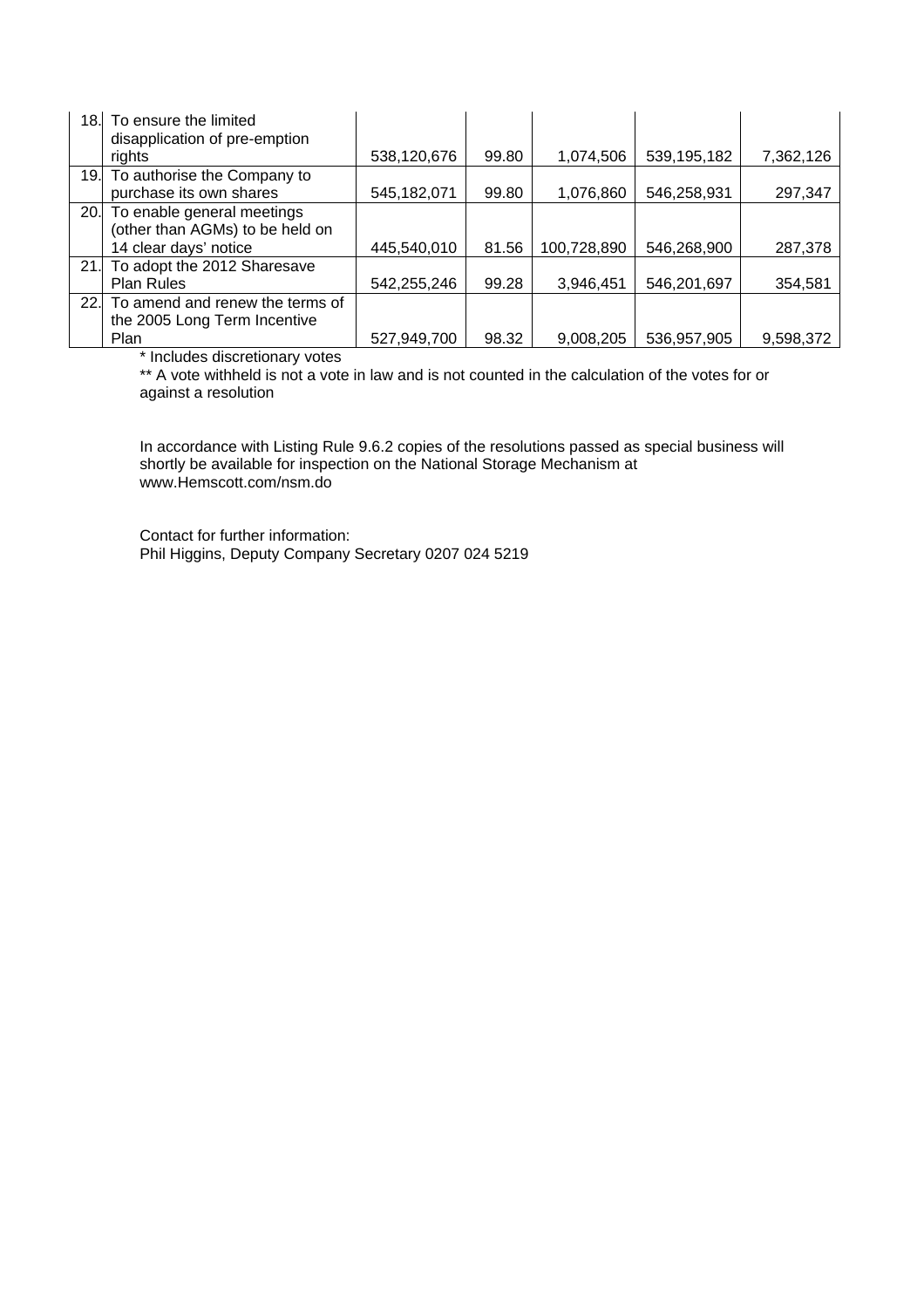| | | | | | | |
|---|---|---|---|---|---|---|
| 18. | To ensure the limited disapplication of pre-emption rights | 538,120,676 | 99.80 | 1,074,506 | 539,195,182 | 7,362,126 |
| 19. | To authorise the Company to purchase its own shares | 545,182,071 | 99.80 | 1,076,860 | 546,258,931 | 297,347 |
| 20. | To enable general meetings (other than AGMs) to be held on 14 clear days' notice | 445,540,010 | 81.56 | 100,728,890 | 546,268,900 | 287,378 |
| 21. | To adopt the 2012 Sharesave Plan Rules | 542,255,246 | 99.28 | 3,946,451 | 546,201,697 | 354,581 |
| 22. | To amend and renew the terms of the 2005 Long Term Incentive Plan | 527,949,700 | 98.32 | 9,008,205 | 536,957,905 | 9,598,372 |

* Includes discretionary votes

** A vote withheld is not a vote in law and is not counted in the calculation of the votes for or against a resolution

In accordance with Listing Rule 9.6.2 copies of the resolutions passed as special business will shortly be available for inspection on the National Storage Mechanism at www.Hemscott.com/nsm.do

Contact for further information:
Phil Higgins, Deputy Company Secretary 0207 024 5219